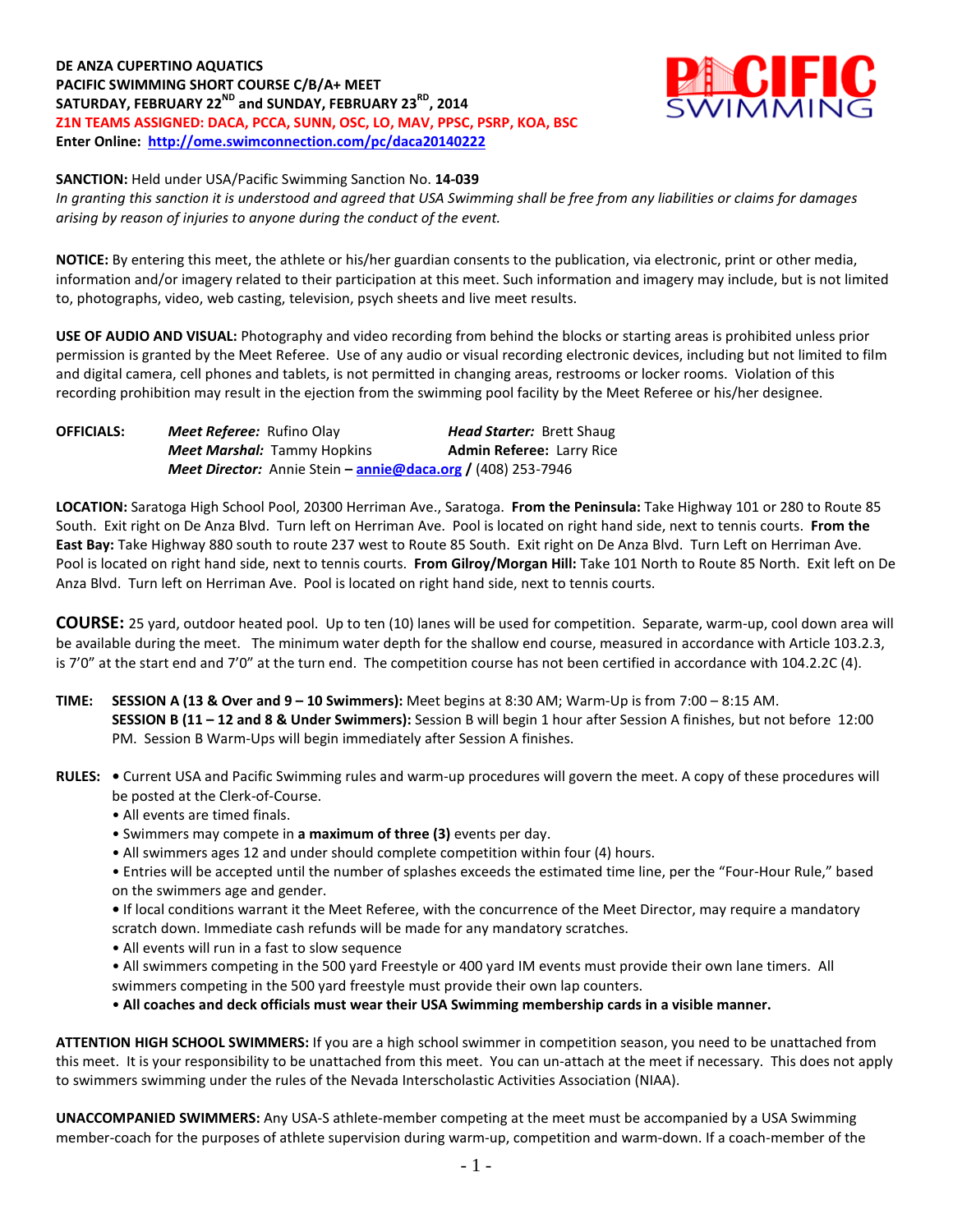**DE ANZA CUPERTINO AQUATICS**
**PACIFIC SWIMMING SHORT COURSE C/B/A+ MEET**
**SATURDAY, FEBRUARY 22ND and SUNDAY, FEBRUARY 23RD, 2014**
**Z1N TEAMS ASSIGNED: DACA, PCCA, SUNN, OSC, LO, MAV, PPSC, PSRP, KOA, BSC**
**Enter Online: http://ome.swimconnection.com/pc/daca20140222**

**SANCTION:** Held under USA/Pacific Swimming Sanction No. **14-039**
*In granting this sanction it is understood and agreed that USA Swimming shall be free from any liabilities or claims for damages arising by reason of injuries to anyone during the conduct of the event.*

**NOTICE:** By entering this meet, the athlete or his/her guardian consents to the publication, via electronic, print or other media, information and/or imagery related to their participation at this meet. Such information and imagery may include, but is not limited to, photographs, video, web casting, television, psych sheets and live meet results.

**USE OF AUDIO AND VISUAL:** Photography and video recording from behind the blocks or starting areas is prohibited unless prior permission is granted by the Meet Referee. Use of any audio or visual recording electronic devices, including but not limited to film and digital camera, cell phones and tablets, is not permitted in changing areas, restrooms or locker rooms. Violation of this recording prohibition may result in the ejection from the swimming pool facility by the Meet Referee or his/her designee.

**OFFICIALS:**
*Meet Referee:* Rufino Olay — *Head Starter:* Brett Shaug
*Meet Marshal:* Tammy Hopkins — **Admin Referee:** Larry Rice
*Meet Director:* Annie Stein – **annie@daca.org** / (408) 253-7946

**LOCATION:** Saratoga High School Pool, 20300 Herriman Ave., Saratoga. **From the Peninsula:** Take Highway 101 or 280 to Route 85 South. Exit right on De Anza Blvd. Turn left on Herriman Ave. Pool is located on right hand side, next to tennis courts. **From the East Bay:** Take Highway 880 south to route 237 west to Route 85 South. Exit right on De Anza Blvd. Turn Left on Herriman Ave. Pool is located on right hand side, next to tennis courts. **From Gilroy/Morgan Hill:** Take 101 North to Route 85 North. Exit left on De Anza Blvd. Turn left on Herriman Ave. Pool is located on right hand side, next to tennis courts.

**COURSE:** 25 yard, outdoor heated pool. Up to ten (10) lanes will be used for competition. Separate, warm-up, cool down area will be available during the meet. The minimum water depth for the shallow end course, measured in accordance with Article 103.2.3, is 7'0" at the start end and 7'0" at the turn end. The competition course has not been certified in accordance with 104.2.2C (4).

**TIME:** **SESSION A (13 & Over and 9 – 10 Swimmers):** Meet begins at 8:30 AM; Warm-Up is from 7:00 – 8:15 AM.
**SESSION B (11 – 12 and 8 & Under Swimmers):** Session B will begin 1 hour after Session A finishes, but not before 12:00 PM. Session B Warm-Ups will begin immediately after Session A finishes.

**RULES:**
- Current USA and Pacific Swimming rules and warm-up procedures will govern the meet. A copy of these procedures will be posted at the Clerk-of-Course.
- All events are timed finals.
- Swimmers may compete in **a maximum of three (3)** events per day.
- All swimmers ages 12 and under should complete competition within four (4) hours.
- Entries will be accepted until the number of splashes exceeds the estimated time line, per the "Four-Hour Rule," based on the swimmers age and gender.
- If local conditions warrant it the Meet Referee, with the concurrence of the Meet Director, may require a mandatory scratch down. Immediate cash refunds will be made for any mandatory scratches.
- All events will run in a fast to slow sequence
- All swimmers competing in the 500 yard Freestyle or 400 yard IM events must provide their own lane timers. All swimmers competing in the 500 yard freestyle must provide their own lap counters.
- **All coaches and deck officials must wear their USA Swimming membership cards in a visible manner.**

**ATTENTION HIGH SCHOOL SWIMMERS:** If you are a high school swimmer in competition season, you need to be unattached from this meet. It is your responsibility to be unattached from this meet. You can un-attach at the meet if necessary. This does not apply to swimmers swimming under the rules of the Nevada Interscholastic Activities Association (NIAA).

**UNACCOMPANIED SWIMMERS:** Any USA-S athlete-member competing at the meet must be accompanied by a USA Swimming member-coach for the purposes of athlete supervision during warm-up, competition and warm-down. If a coach-member of the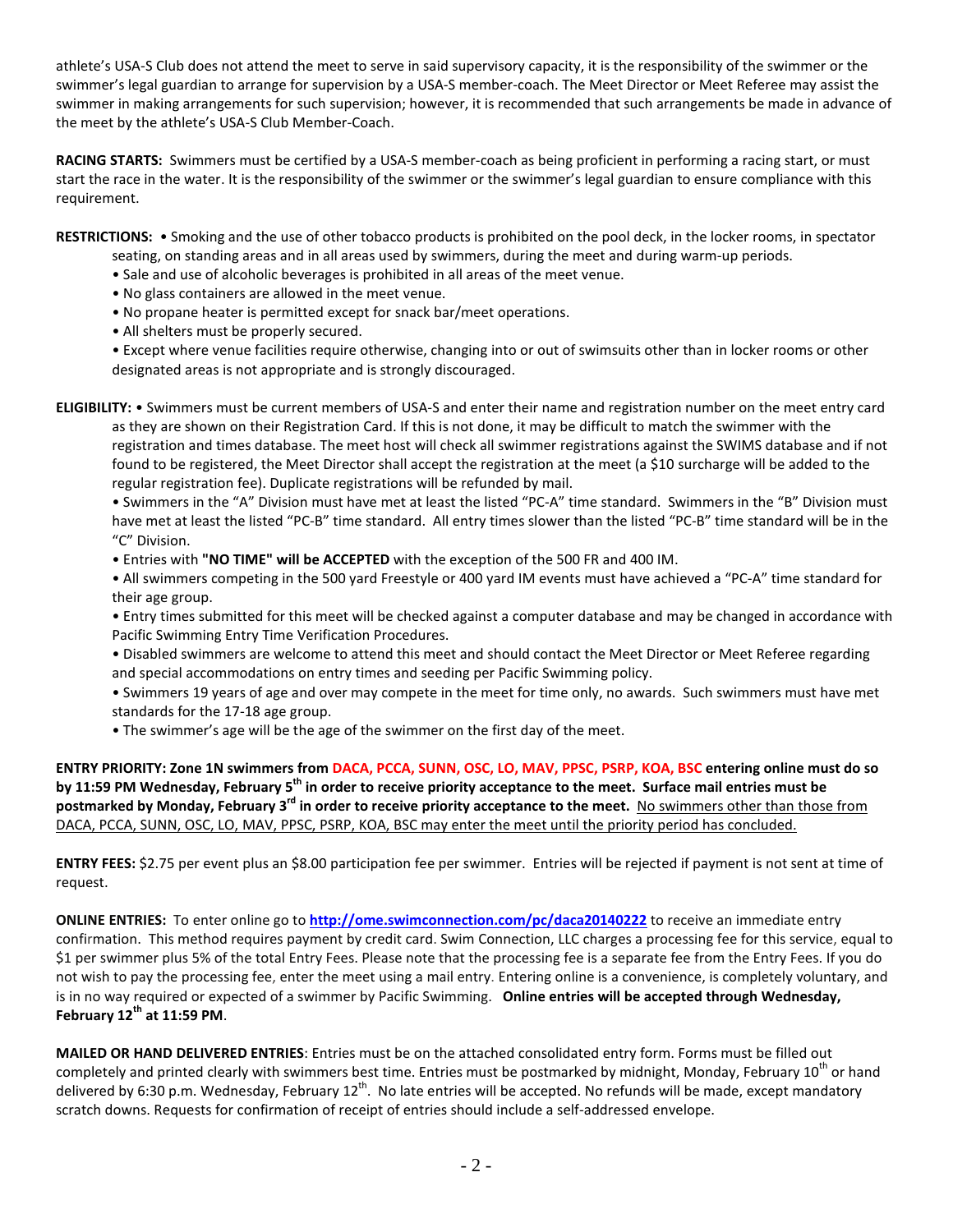athlete's USA-S Club does not attend the meet to serve in said supervisory capacity, it is the responsibility of the swimmer or the swimmer's legal guardian to arrange for supervision by a USA-S member-coach. The Meet Director or Meet Referee may assist the swimmer in making arrangements for such supervision; however, it is recommended that such arrangements be made in advance of the meet by the athlete's USA-S Club Member-Coach.

**RACING STARTS:** Swimmers must be certified by a USA-S member-coach as being proficient in performing a racing start, or must start the race in the water. It is the responsibility of the swimmer or the swimmer's legal guardian to ensure compliance with this requirement.

**RESTRICTIONS:** • Smoking and the use of other tobacco products is prohibited on the pool deck, in the locker rooms, in spectator seating, on standing areas and in all areas used by swimmers, during the meet and during warm-up periods.

- Sale and use of alcoholic beverages is prohibited in all areas of the meet venue.
- No glass containers are allowed in the meet venue.
- No propane heater is permitted except for snack bar/meet operations.
- All shelters must be properly secured.
- Except where venue facilities require otherwise, changing into or out of swimsuits other than in locker rooms or other designated areas is not appropriate and is strongly discouraged.

**ELIGIBILITY:** • Swimmers must be current members of USA-S and enter their name and registration number on the meet entry card as they are shown on their Registration Card. If this is not done, it may be difficult to match the swimmer with the registration and times database. The meet host will check all swimmer registrations against the SWIMS database and if not found to be registered, the Meet Director shall accept the registration at the meet (a $10 surcharge will be added to the regular registration fee). Duplicate registrations will be refunded by mail.

- Swimmers in the "A" Division must have met at least the listed "PC-A" time standard. Swimmers in the "B" Division must have met at least the listed "PC-B" time standard. All entry times slower than the listed "PC-B" time standard will be in the "C" Division.
- Entries with **"NO TIME" will be ACCEPTED** with the exception of the 500 FR and 400 IM.
- All swimmers competing in the 500 yard Freestyle or 400 yard IM events must have achieved a "PC-A" time standard for their age group.
- Entry times submitted for this meet will be checked against a computer database and may be changed in accordance with Pacific Swimming Entry Time Verification Procedures.
- Disabled swimmers are welcome to attend this meet and should contact the Meet Director or Meet Referee regarding and special accommodations on entry times and seeding per Pacific Swimming policy.
- Swimmers 19 years of age and over may compete in the meet for time only, no awards. Such swimmers must have met standards for the 17-18 age group.
- The swimmer's age will be the age of the swimmer on the first day of the meet.

**ENTRY PRIORITY: Zone 1N swimmers from DACA, PCCA, SUNN, OSC, LO, MAV, PPSC, PSRP, KOA, BSC entering online must do so by 11:59 PM Wednesday, February 5th in order to receive priority acceptance to the meet. Surface mail entries must be postmarked by Monday, February 3rd in order to receive priority acceptance to the meet.** No swimmers other than those from DACA, PCCA, SUNN, OSC, LO, MAV, PPSC, PSRP, KOA, BSC may enter the meet until the priority period has concluded.

**ENTRY FEES:** $2.75 per event plus an $8.00 participation fee per swimmer. Entries will be rejected if payment is not sent at time of request.

**ONLINE ENTRIES:** To enter online go to **http://ome.swimconnection.com/pc/daca20140222** to receive an immediate entry confirmation. This method requires payment by credit card. Swim Connection, LLC charges a processing fee for this service, equal to $1 per swimmer plus 5% of the total Entry Fees. Please note that the processing fee is a separate fee from the Entry Fees. If you do not wish to pay the processing fee, enter the meet using a mail entry. Entering online is a convenience, is completely voluntary, and is in no way required or expected of a swimmer by Pacific Swimming. **Online entries will be accepted through Wednesday, February 12th at 11:59 PM**.

**MAILED OR HAND DELIVERED ENTRIES**: Entries must be on the attached consolidated entry form. Forms must be filled out completely and printed clearly with swimmers best time. Entries must be postmarked by midnight, Monday, February 10th or hand delivered by 6:30 p.m. Wednesday, February 12th. No late entries will be accepted. No refunds will be made, except mandatory scratch downs. Requests for confirmation of receipt of entries should include a self-addressed envelope.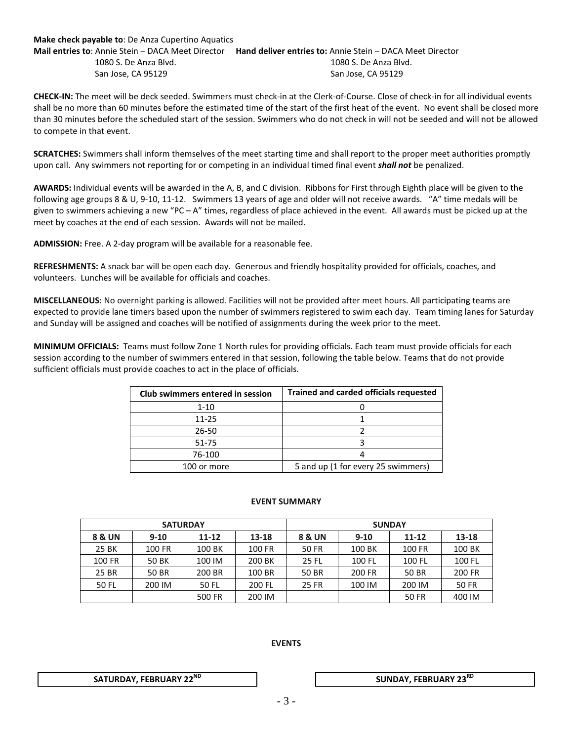**Make check payable to**: De Anza Cupertino Aquatics

**Mail entries to**: Annie Stein – DACA Meet Director
1080 S. De Anza Blvd.
San Jose, CA 95129

**Hand deliver entries to:** Annie Stein – DACA Meet Director
1080 S. De Anza Blvd.
San Jose, CA 95129

**CHECK-IN:** The meet will be deck seeded. Swimmers must check-in at the Clerk-of-Course. Close of check-in for all individual events shall be no more than 60 minutes before the estimated time of the start of the first heat of the event. No event shall be closed more than 30 minutes before the scheduled start of the session. Swimmers who do not check in will not be seeded and will not be allowed to compete in that event.

**SCRATCHES:** Swimmers shall inform themselves of the meet starting time and shall report to the proper meet authorities promptly upon call. Any swimmers not reporting for or competing in an individual timed final event ***shall not*** be penalized.

**AWARDS:** Individual events will be awarded in the A, B, and C division. Ribbons for First through Eighth place will be given to the following age groups 8 & U, 9-10, 11-12. Swimmers 13 years of age and older will not receive awards. "A" time medals will be given to swimmers achieving a new "PC – A" times, regardless of place achieved in the event. All awards must be picked up at the meet by coaches at the end of each session. Awards will not be mailed.

**ADMISSION:** Free. A 2-day program will be available for a reasonable fee.

**REFRESHMENTS:** A snack bar will be open each day. Generous and friendly hospitality provided for officials, coaches, and volunteers. Lunches will be available for officials and coaches.

**MISCELLANEOUS:** No overnight parking is allowed. Facilities will not be provided after meet hours. All participating teams are expected to provide lane timers based upon the number of swimmers registered to swim each day. Team timing lanes for Saturday and Sunday will be assigned and coaches will be notified of assignments during the week prior to the meet.

**MINIMUM OFFICIALS:** Teams must follow Zone 1 North rules for providing officials. Each team must provide officials for each session according to the number of swimmers entered in that session, following the table below. Teams that do not provide sufficient officials must provide coaches to act in the place of officials.

| Club swimmers entered in session | Trained and carded officials requested |
|---|---|
| 1-10 | 0 |
| 11-25 | 1 |
| 26-50 | 2 |
| 51-75 | 3 |
| 76-100 | 4 |
| 100 or more | 5 and up (1 for every 25 swimmers) |

**EVENT SUMMARY**

| SATURDAY | | | | SUNDAY | | | |
|---|---|---|---|---|---|---|---|
| 8 & UN | 9-10 | 11-12 | 13-18 | 8 & UN | 9-10 | 11-12 | 13-18 |
| 25 BK | 100 FR | 100 BK | 100 FR | 50 FR | 100 BK | 100 FR | 100 BK |
| 100 FR | 50 BK | 100 IM | 200 BK | 25 FL | 100 FL | 100 FL | 100 FL |
| 25 BR | 50 BR | 200 BR | 100 BR | 50 BR | 200 FR | 50 BR | 200 FR |
| 50 FL | 200 IM | 50 FL | 200 FL | 25 FR | 100 IM | 200 IM | 50 FR |
| | | 500 FR | 200 IM | | | 50 FR | 400 IM |

**EVENTS**

**SATURDAY, FEBRUARY 22ND**

**SUNDAY, FEBRUARY 23RD**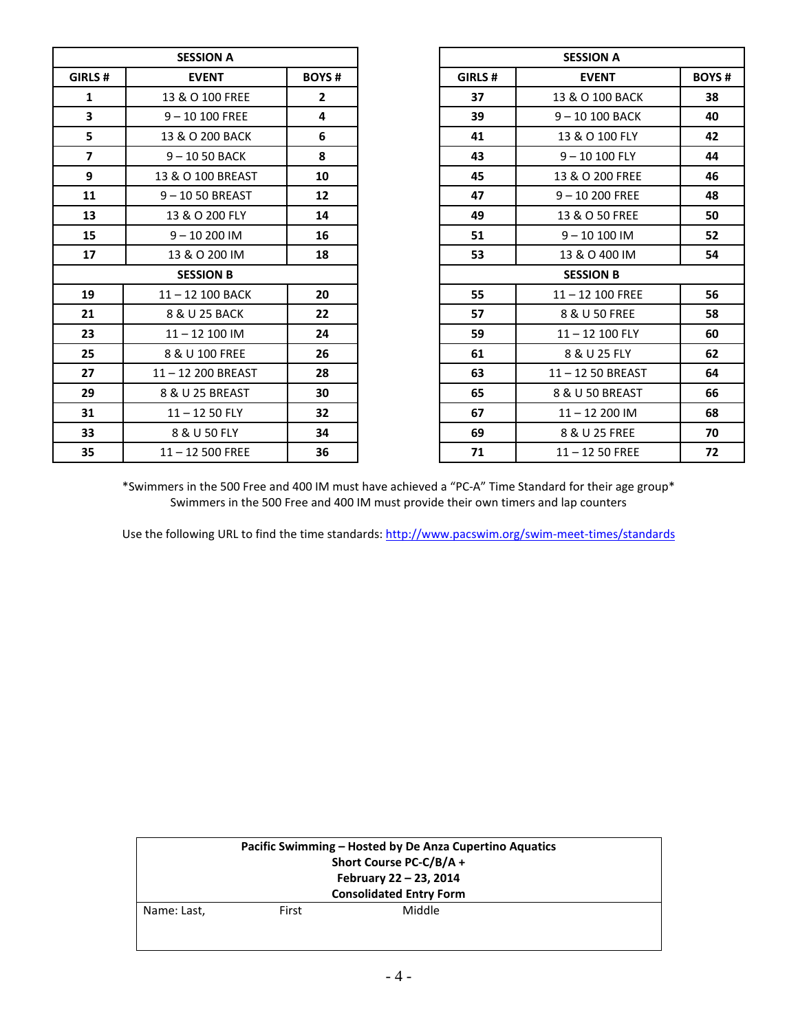| SESSION A | | |
|---|---|---|
| **GIRLS #** | **EVENT** | **BOYS #** |
| **1** | 13 & O 100 FREE | **2** |
| **3** | 9 – 10 100 FREE | **4** |
| **5** | 13 & O 200 BACK | **6** |
| **7** | 9 – 10 50 BACK | **8** |
| **9** | 13 & O 100 BREAST | **10** |
| **11** | 9 – 10 50 BREAST | **12** |
| **13** | 13 & O 200 FLY | **14** |
| **15** | 9 – 10 200 IM | **16** |
| **17** | 13 & O 200 IM | **18** |
| **SESSION B** | | |
| **19** | 11 – 12 100 BACK | **20** |
| **21** | 8 & U 25 BACK | **22** |
| **23** | 11 – 12 100 IM | **24** |
| **25** | 8 & U 100 FREE | **26** |
| **27** | 11 – 12 200 BREAST | **28** |
| **29** | 8 & U 25 BREAST | **30** |
| **31** | 11 – 12 50 FLY | **32** |
| **33** | 8 & U 50 FLY | **34** |
| **35** | 11 – 12 500 FREE | **36** |

| SESSION A | | |
|---|---|---|
| **GIRLS #** | **EVENT** | **BOYS #** |
| **37** | 13 & O 100 BACK | **38** |
| **39** | 9 – 10 100 BACK | **40** |
| **41** | 13 & O 100 FLY | **42** |
| **43** | 9 – 10 100 FLY | **44** |
| **45** | 13 & O 200 FREE | **46** |
| **47** | 9 – 10 200 FREE | **48** |
| **49** | 13 & O 50 FREE | **50** |
| **51** | 9 – 10 100 IM | **52** |
| **53** | 13 & O 400 IM | **54** |
| **SESSION B** | | |
| **55** | 11 – 12 100 FREE | **56** |
| **57** | 8 & U 50 FREE | **58** |
| **59** | 11 – 12 100 FLY | **60** |
| **61** | 8 & U 25 FLY | **62** |
| **63** | 11 – 12 50 BREAST | **64** |
| **65** | 8 & U 50 BREAST | **66** |
| **67** | 11 – 12 200 IM | **68** |
| **69** | 8 & U 25 FREE | **70** |
| **71** | 11 – 12 50 FREE | **72** |

*Swimmers in the 500 Free and 400 IM must have achieved a "PC-A" Time Standard for their age group*
Swimmers in the 500 Free and 400 IM must provide their own timers and lap counters

Use the following URL to find the time standards: http://www.pacswim.org/swim-meet-times/standards

| **Pacific Swimming – Hosted by De Anza Cupertino Aquatics**<br>**Short Course PC-C/B/A +**<br>**February 22 – 23, 2014**<br>**Consolidated Entry Form** |
|---|
| Name: Last, First Middle |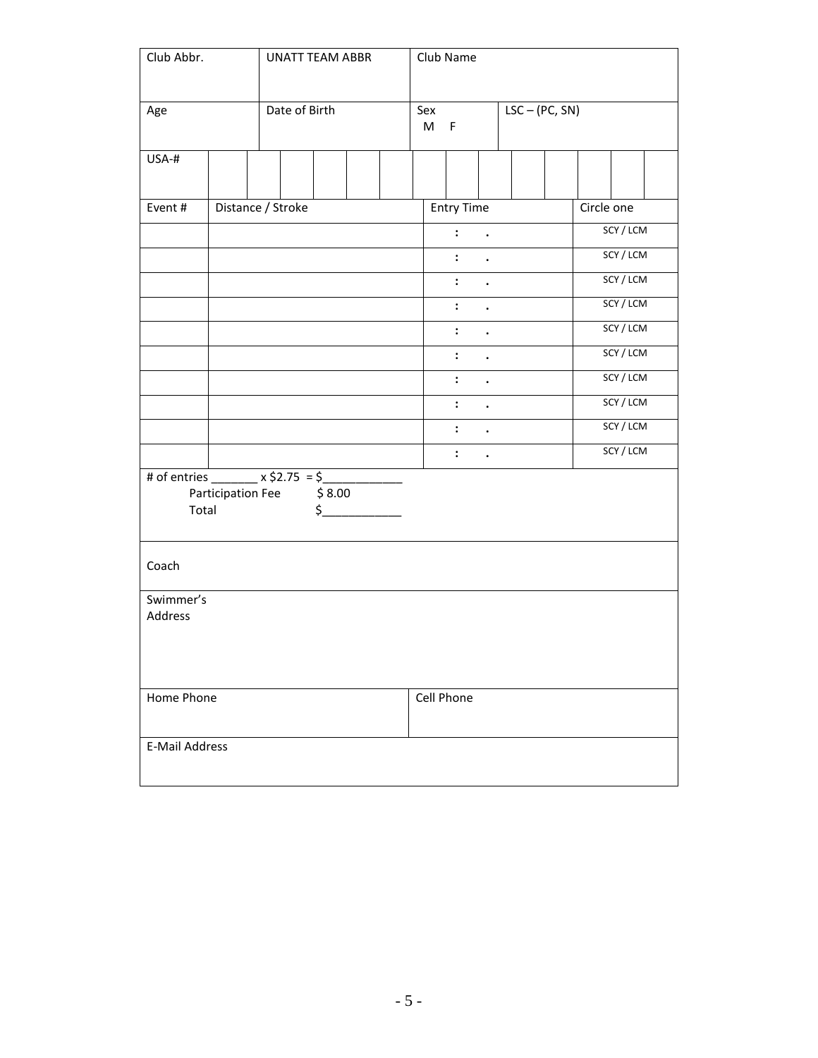| Club Abbr. | UNATT TEAM ABBR | Club Name | |
|---|---|---|---|
| Age | Date of Birth | Sex<br>M F | LSC – (PC, SN) |

| USA-# | | | | | | | | | | | | | | |
|---|---|---|---|---|---|---|---|---|---|---|---|---|---|---|

| Event # | Distance / Stroke | Entry Time | Circle one |
|---|---|---|---|
| | | : . | SCY / LCM |
| | | : . | SCY / LCM |
| | | : . | SCY / LCM |
| | | : . | SCY / LCM |
| | | : . | SCY / LCM |
| | | : . | SCY / LCM |
| | | : . | SCY / LCM |
| | | : . | SCY / LCM |
| | | : . | SCY / LCM |
| | | : . | SCY / LCM |

# of entries _______ x $2.75 = $____________
Participation Fee $ 8.00
Total $____________

| | |
|---|---|
| Coach | |
| Swimmer's Address | |
| Home Phone | Cell Phone |
| E-Mail Address | |